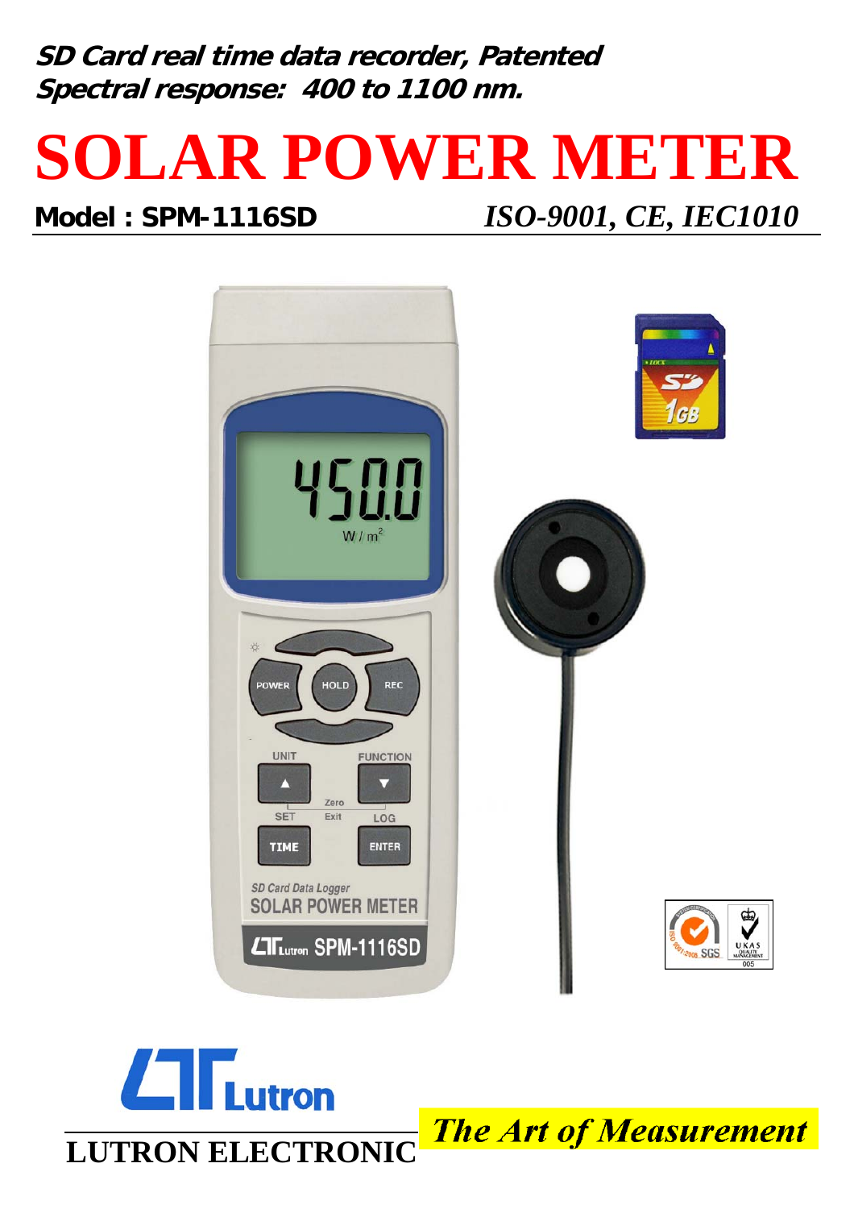***SD Card real time data recorder, Patented***
***Spectral response: 400 to 1100 nm.***

# SOLAR POWER METER

**Model : SPM-1116SD** *ISO-9001, CE, IEC1010*

**LUTRON ELECTRONIC**

***The Art of Measurement***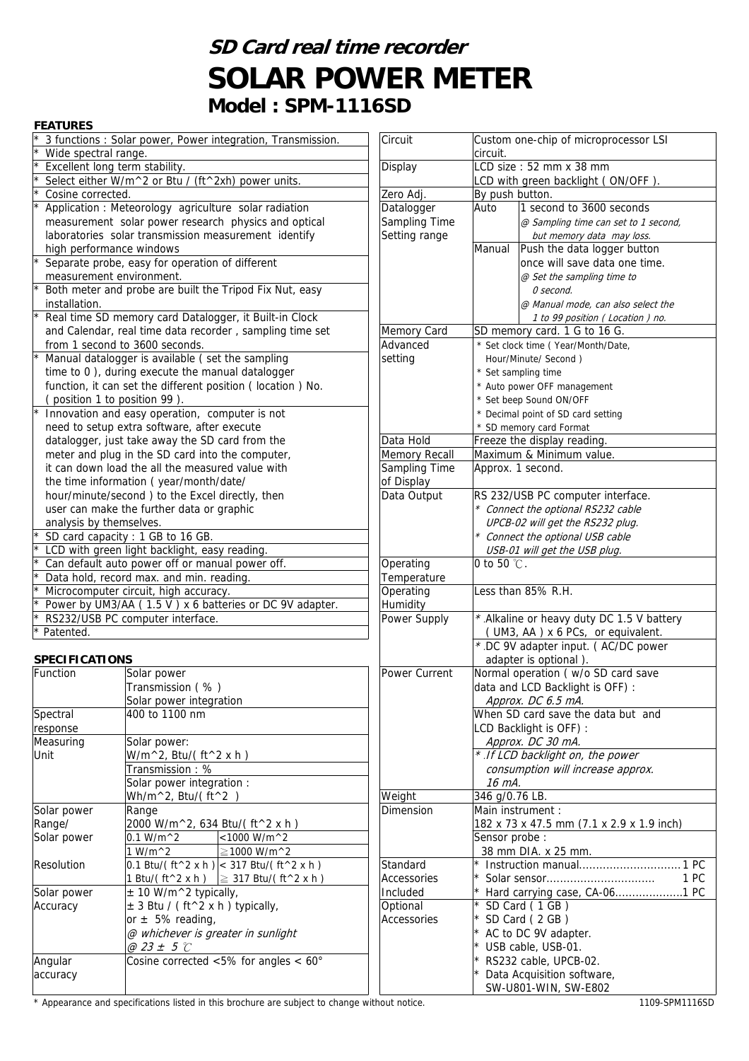# *SD Card real time recorder*

# SOLAR POWER METER

## Model : SPM-1116SD

### FEATURES

- 3 functions : Solar power, Power integration, Transmission.
- Wide spectral range.
- Excellent long term stability.
- Select either W/m^2 or Btu / (ft^2xh) power units.
- Cosine corrected.
- Application : Meteorology agriculture solar radiation measurement solar power research physics and optical laboratories solar transmission measurement identify high performance windows
- Separate probe, easy for operation of different measurement environment.
- Both meter and probe are built the Tripod Fix Nut, easy installation.
- Real time SD memory card Datalogger, it Built-in Clock and Calendar, real time data recorder , sampling time set from 1 second to 3600 seconds.
- Manual datalogger is available ( set the sampling time to 0 ), during execute the manual datalogger function, it can set the different position ( location ) No. ( position 1 to position 99 ).
- Innovation and easy operation, computer is not need to setup extra software, after execute datalogger, just take away the SD card from the meter and plug in the SD card into the computer, it can down load the all the measured value with the time information ( year/month/date/ hour/minute/second ) to the Excel directly, then user can make the further data or graphic analysis by themselves.
- SD card capacity : 1 GB to 16 GB.
- LCD with green light backlight, easy reading.
- Can default auto power off or manual power off.
- Data hold, record max. and min. reading.
- Microcomputer circuit, high accuracy.
- Power by UM3/AA ( 1.5 V ) x 6 batteries or DC 9V adapter.
- RS232/USB PC computer interface.
- Patented.

### SPECIFICATIONS

| | | |
|---|---|---|
| Function | Solar power<br>Transmission ( % )<br>Solar power integration | |
| Spectral response | 400 to 1100 nm | |
| Measuring Unit | Solar power:<br>W/m^2, Btu/( ft^2 x h )<br>Transmission : %<br>Solar power integration :<br>Wh/m^2, Btu/( ft^2 ) | |
| Solar power Range/ | Range | |
| | 2000 W/m^2, 634 Btu/( ft^2 x h ) | |
| Solar power Resolution | 0.1 W/m^2 | <1000 W/m^2 |
| | 1 W/m^2 | ≧1000 W/m^2 |
| | 0.1 Btu/( ft^2 x h ) | < 317 Btu/( ft^2 x h ) |
| | 1 Btu/( ft^2 x h ) | ≧ 317 Btu/( ft^2 x h ) |
| Solar power Accuracy | ± 10 W/m^2 typically,<br>± 3 Btu / ( ft^2 x h ) typically,<br>or ± 5% reading,<br>*@ whichever is greater in sunlight*<br>*@ 23 ± 5 ℃* | |
| Angular accuracy | Cosine corrected <5% for angles < 60° | |

| | | |
|---|---|---|
| Circuit | Custom one-chip of microprocessor LSI circuit. | |
| Display | LCD size : 52 mm x 38 mm<br>LCD with green backlight ( ON/OFF ). | |
| Zero Adj. | By push button. | |
| Datalogger Sampling Time Setting range | Auto | 1 second to 3600 seconds<br>*@ Sampling time can set to 1 second, but memory data may loss.* |
| | Manual | Push the data logger button once will save data one time.<br>*@ Set the sampling time to 0 second.*<br>*@ Manual mode, can also select the 1 to 99 position ( Location ) no.* |
| Memory Card | SD memory card. 1 G to 16 G. | |
| Advanced setting | * Set clock time ( Year/Month/Date, Hour/Minute/ Second )<br>* Set sampling time<br>* Auto power OFF management<br>* Set beep Sound ON/OFF<br>* Decimal point of SD card setting<br>* SD memory card Format | |
| Data Hold | Freeze the display reading. | |
| Memory Recall | Maximum & Minimum value. | |
| Sampling Time of Display | Approx. 1 second. | |
| Data Output | RS 232/USB PC computer interface.<br>*\* Connect the optional RS232 cable UPCB-02 will get the RS232 plug.*<br>*\* Connect the optional USB cable USB-01 will get the USB plug.* | |
| Operating Temperature | 0 to 50 ℃. | |
| Operating Humidity | Less than 85% R.H. | |
| Power Supply | *.Alkaline or heavy duty DC 1.5 V battery ( UM3, AA ) x 6 PCs, or equivalent.<br>*.DC 9V adapter input. ( AC/DC power adapter is optional ). | |
| Power Current | Normal operation ( w/o SD card save data and LCD Backlight is OFF) :<br>*Approx. DC 6.5 mA.*<br>When SD card save the data but and LCD Backlight is OFF) :<br>*Approx. DC 30 mA.*<br>*\*.If LCD backlight on, the power consumption will increase approx. 16 mA.* | |
| Weight | 346 g/0.76 LB. | |
| Dimension | Main instrument :<br>182 x 73 x 47.5 mm (7.1 x 2.9 x 1.9 inch)<br>Sensor probe :<br>38 mm DIA. x 25 mm. | |
| Standard Accessories Included | * Instruction manual..............................1 PC<br>* Solar sensor................................ 1 PC<br>* Hard carrying case, CA-06...................1 PC | |
| Optional Accessories | * SD Card ( 1 GB )<br>* SD Card ( 2 GB )<br>* AC to DC 9V adapter.<br>* USB cable, USB-01.<br>* RS232 cable, UPCB-02.<br>* Data Acquisition software, SW-U801-WIN, SW-E802 | |

* Appearance and specifications listed in this brochure are subject to change without notice.

1109-SPM1116SD